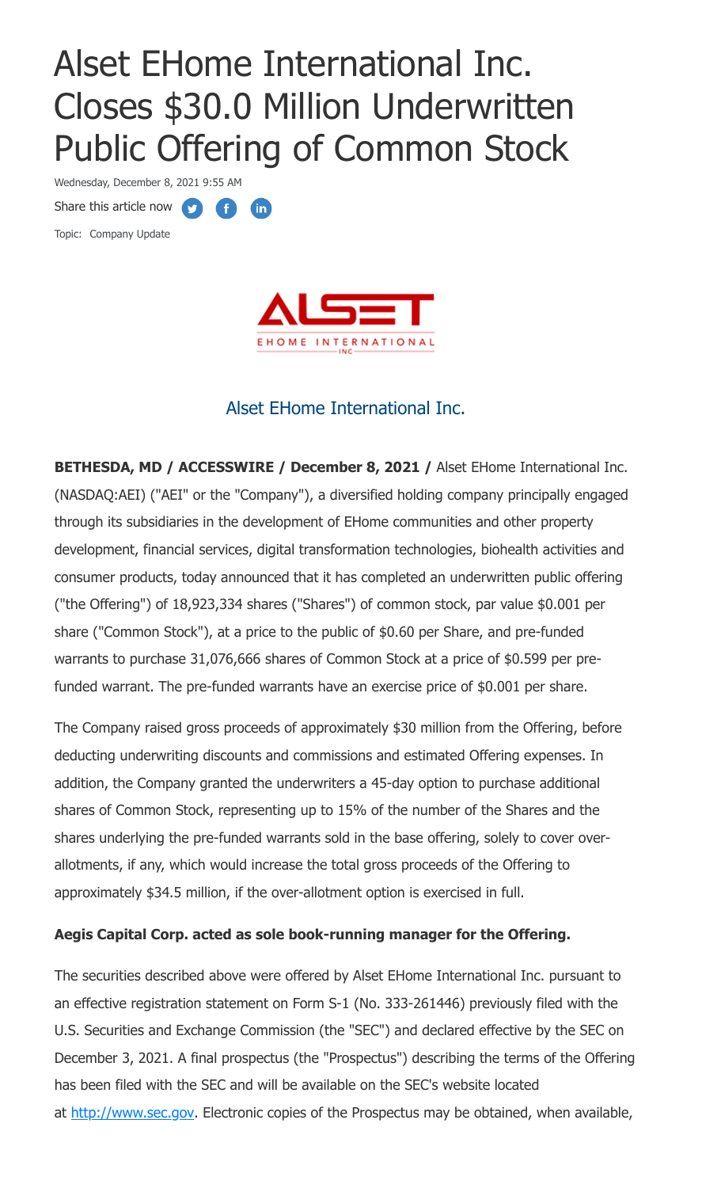# Alset EHome International Inc. Closes $30.0 Million Underwritten Public Offering of Common Stock

Wednesday, December 8, 2021 9:55 AM

Share this article now

Topic: Company Update

Alset EHome International Inc.

**BETHESDA, MD / ACCESSWIRE / December 8, 2021 /** Alset EHome International Inc. (NASDAQ:AEI) ("AEI" or the "Company"), a diversified holding company principally engaged through its subsidiaries in the development of EHome communities and other property development, financial services, digital transformation technologies, biohealth activities and consumer products, today announced that it has completed an underwritten public offering ("the Offering") of 18,923,334 shares ("Shares") of common stock, par value $0.001 per share ("Common Stock"), at a price to the public of $0.60 per Share, and pre-funded warrants to purchase 31,076,666 shares of Common Stock at a price of $0.599 per pre-funded warrant. The pre-funded warrants have an exercise price of $0.001 per share.

The Company raised gross proceeds of approximately $30 million from the Offering, before deducting underwriting discounts and commissions and estimated Offering expenses. In addition, the Company granted the underwriters a 45-day option to purchase additional shares of Common Stock, representing up to 15% of the number of the Shares and the shares underlying the pre-funded warrants sold in the base offering, solely to cover over-allotments, if any, which would increase the total gross proceeds of the Offering to approximately $34.5 million, if the over-allotment option is exercised in full.

**Aegis Capital Corp. acted as sole book-running manager for the Offering.**

The securities described above were offered by Alset EHome International Inc. pursuant to an effective registration statement on Form S-1 (No. 333-261446) previously filed with the U.S. Securities and Exchange Commission (the "SEC") and declared effective by the SEC on December 3, 2021. A final prospectus (the "Prospectus") describing the terms of the Offering has been filed with the SEC and will be available on the SEC's website located at http://www.sec.gov. Electronic copies of the Prospectus may be obtained, when available,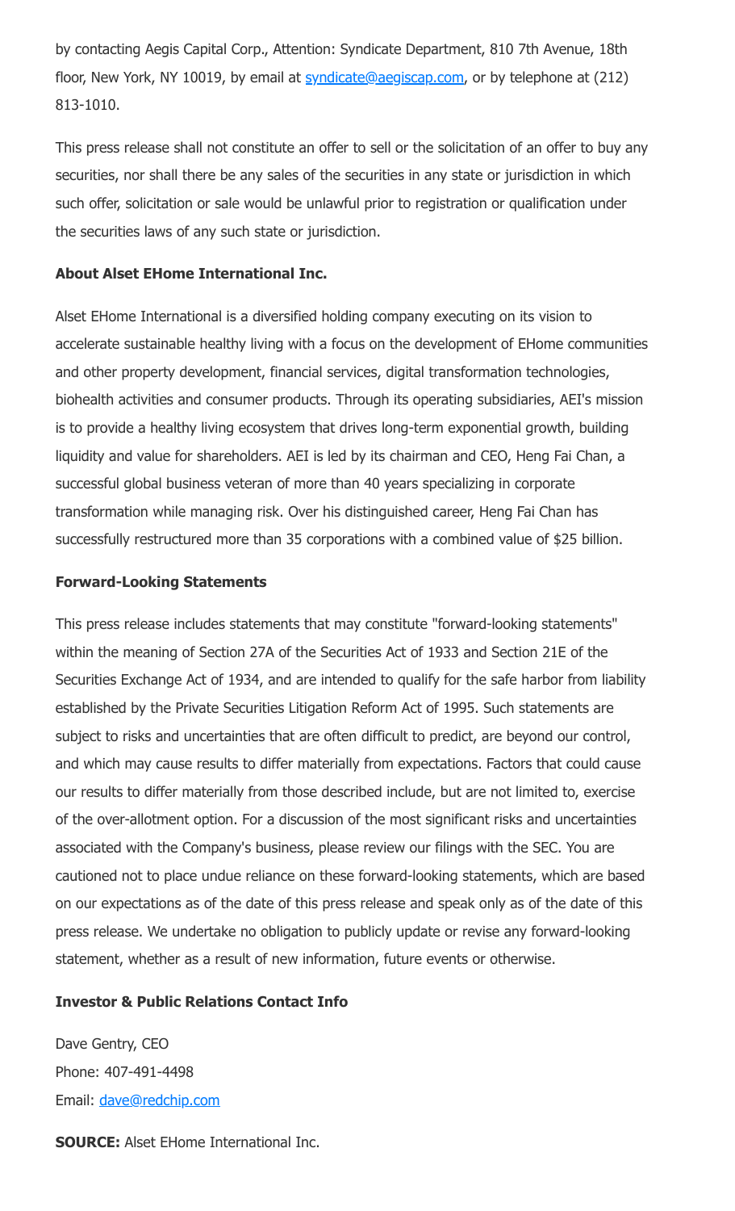by contacting Aegis Capital Corp., Attention: Syndicate Department, 810 7th Avenue, 18th floor, New York, NY 10019, by email at syndicate@aegiscap.com, or by telephone at (212) 813-1010.

This press release shall not constitute an offer to sell or the solicitation of an offer to buy any securities, nor shall there be any sales of the securities in any state or jurisdiction in which such offer, solicitation or sale would be unlawful prior to registration or qualification under the securities laws of any such state or jurisdiction.

**About Alset EHome International Inc.**

Alset EHome International is a diversified holding company executing on its vision to accelerate sustainable healthy living with a focus on the development of EHome communities and other property development, financial services, digital transformation technologies, biohealth activities and consumer products. Through its operating subsidiaries, AEI's mission is to provide a healthy living ecosystem that drives long-term exponential growth, building liquidity and value for shareholders. AEI is led by its chairman and CEO, Heng Fai Chan, a successful global business veteran of more than 40 years specializing in corporate transformation while managing risk. Over his distinguished career, Heng Fai Chan has successfully restructured more than 35 corporations with a combined value of $25 billion.

**Forward-Looking Statements**

This press release includes statements that may constitute "forward-looking statements" within the meaning of Section 27A of the Securities Act of 1933 and Section 21E of the Securities Exchange Act of 1934, and are intended to qualify for the safe harbor from liability established by the Private Securities Litigation Reform Act of 1995. Such statements are subject to risks and uncertainties that are often difficult to predict, are beyond our control, and which may cause results to differ materially from expectations. Factors that could cause our results to differ materially from those described include, but are not limited to, exercise of the over-allotment option. For a discussion of the most significant risks and uncertainties associated with the Company's business, please review our filings with the SEC. You are cautioned not to place undue reliance on these forward-looking statements, which are based on our expectations as of the date of this press release and speak only as of the date of this press release. We undertake no obligation to publicly update or revise any forward-looking statement, whether as a result of new information, future events or otherwise.

**Investor & Public Relations Contact Info**

Dave Gentry, CEO
Phone: 407-491-4498
Email: dave@redchip.com

**SOURCE:** Alset EHome International Inc.